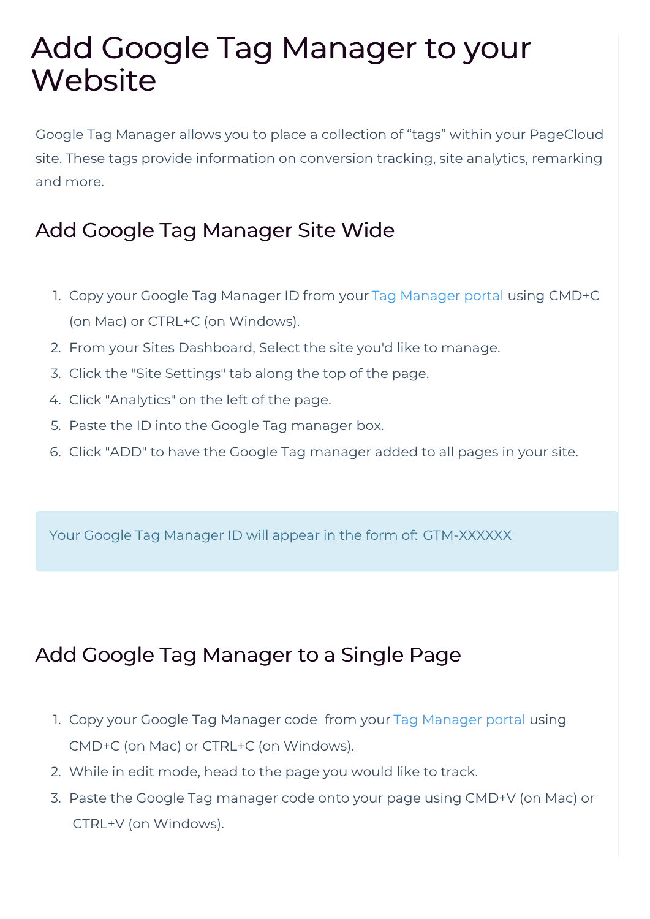# Add Google Tag Manager to your Website

Google Tag Manager allows you to place a collection of "tags" within your PageCloud site. These tags provide information on conversion tracking, site analytics, remarking and more.

## Add Google Tag Manager Site Wide

1. Copy your Google Tag Manager ID from your Tag Manager portal using CMD+C (on Mac) or CTRL+C (on Windows).
2. From your Sites Dashboard, Select the site you'd like to manage.
3. Click the "Site Settings" tab along the top of the page.
4. Click "Analytics" on the left of the page.
5. Paste the ID into the Google Tag manager box.
6. Click "ADD" to have the Google Tag manager added to all pages in your site.

> Your Google Tag Manager ID will appear in the form of: GTM-XXXXXX

## Add Google Tag Manager to a Single Page

1. Copy your Google Tag Manager code from your Tag Manager portal using CMD+C (on Mac) or CTRL+C (on Windows).
2. While in edit mode, head to the page you would like to track.
3. Paste the Google Tag manager code onto your page using CMD+V (on Mac) or CTRL+V (on Windows).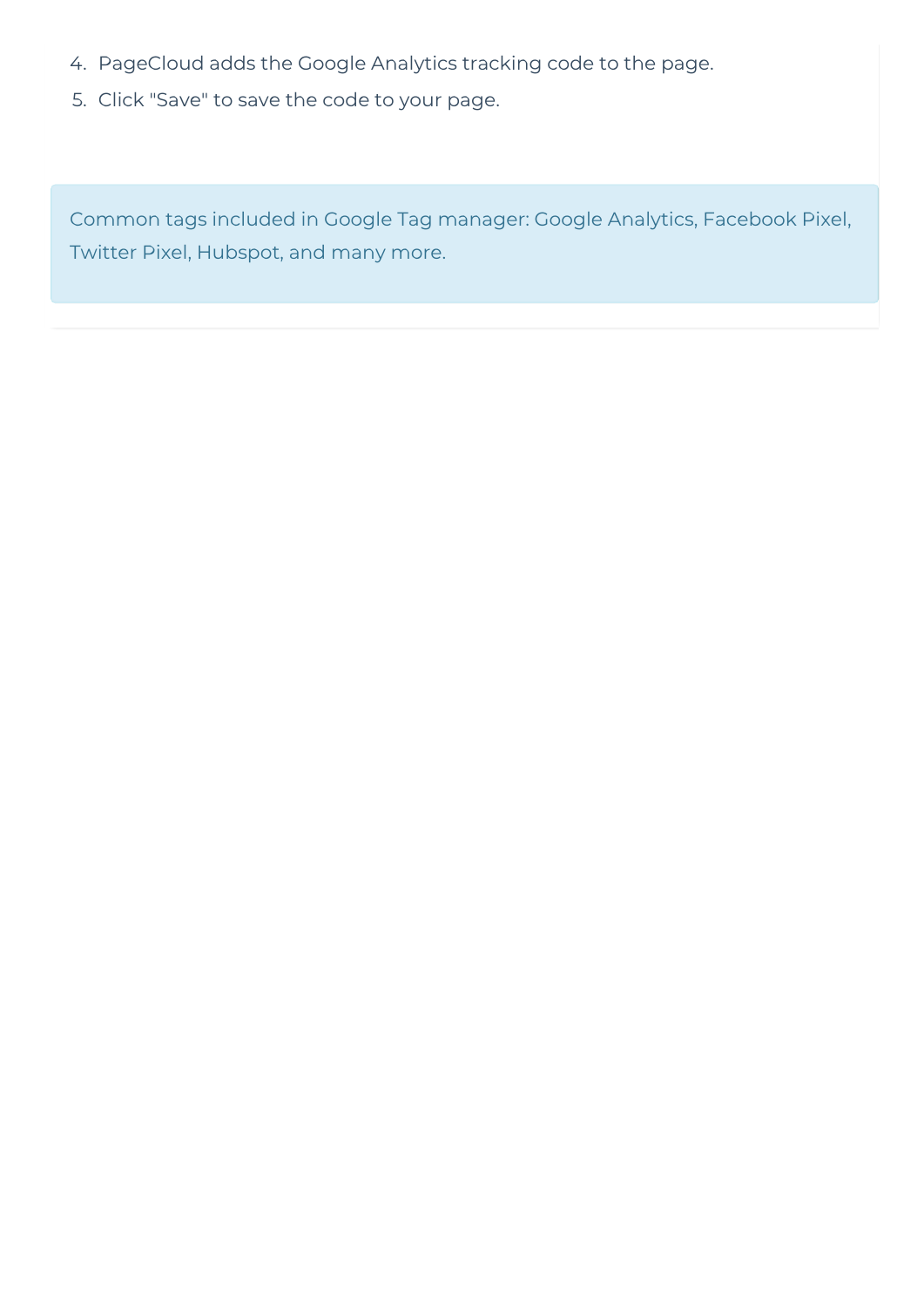4. PageCloud adds the Google Analytics tracking code to the page.
5. Click "Save" to save the code to your page.

> Common tags included in Google Tag manager: Google Analytics, Facebook Pixel, Twitter Pixel, Hubspot, and many more.